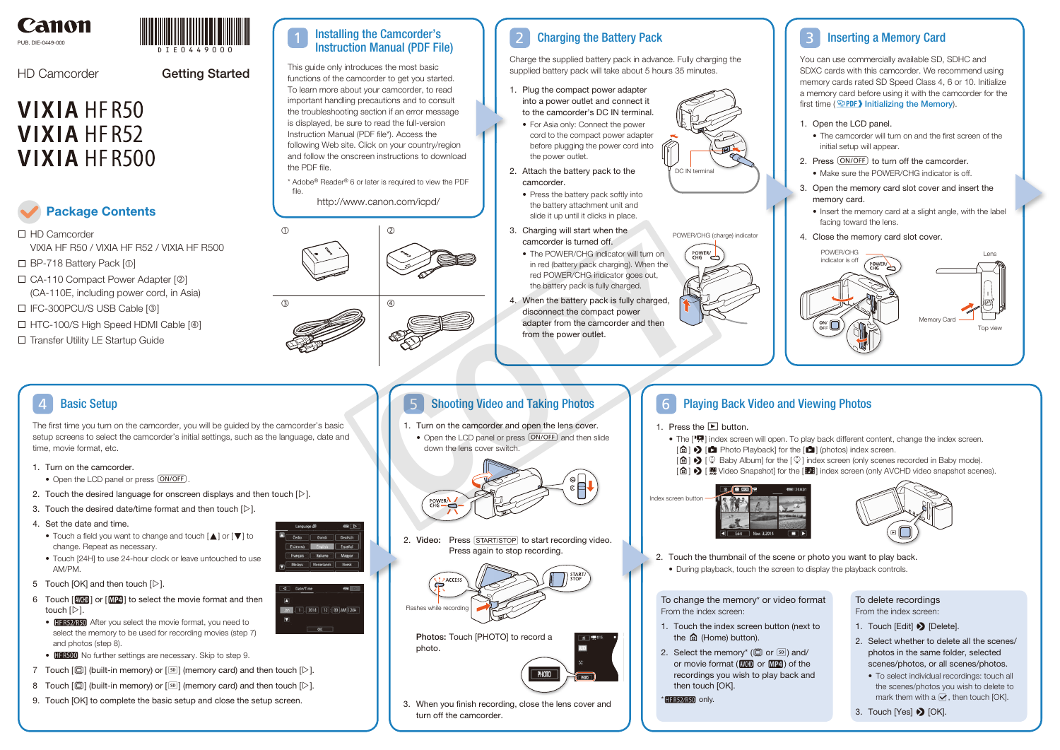Canon

PUB. DIE-0449-000

D I E 0 4 4 9 0 0 0

HD Camcorder

Getting Started

# VIXIA HF R50
# VIXIA HF R52
# VIXIA HF R500

## Package Contents

- ☐ HD Camcorder
  VIXIA HF R50 / VIXIA HF R52 / VIXIA HF R500
- ☐ BP-718 Battery Pack [①]
- ☐ CA-110 Compact Power Adapter [②]
  (CA-110E, including power cord, in Asia)
- ☐ IFC-300PCU/S USB Cable [③]
- ☐ HTC-100/S High Speed HDMI Cable [④]
- ☐ Transfer Utility LE Startup Guide

① ② ③ ④

## 1 Installing the Camcorder's Instruction Manual (PDF File)

This guide only introduces the most basic functions of the camcorder to get you started. To learn more about your camcorder, to read important handling precautions and to consult the troubleshooting section if an error message is displayed, be sure to read the full-version Instruction Manual (PDF file*). Access the following Web site. Click on your country/region and follow the onscreen instructions to download the PDF file.

* Adobe® Reader® 6 or later is required to view the PDF file.

http://www.canon.com/icpd/

## 2 Charging the Battery Pack

Charge the supplied battery pack in advance. Fully charging the supplied battery pack will take about 5 hours 35 minutes.

1. Plug the compact power adapter into a power outlet and connect it to the camcorder's DC IN terminal.
   - For Asia only: Connect the power cord to the compact power adapter before plugging the power cord into the power outlet.
2. Attach the battery pack to the camcorder.
   - Press the battery pack softly into the battery attachment unit and slide it up until it clicks in place.
3. Charging will start when the camcorder is turned off.
   - The POWER/CHG indicator will turn on in red (battery pack charging). When the red POWER/CHG indicator goes out, the battery pack is fully charged.
4. When the battery pack is fully charged, disconnect the compact power adapter from the camcorder and then from the power outlet.

DC IN terminal

POWER/CHG (charge) indicator

## 3 Inserting a Memory Card

You can use commercially available SD, SDHC and SDXC cards with this camcorder. We recommend using memory cards rated SD Speed Class 4, 6 or 10. Initialize a memory card before using it with the camcorder for the first time (PDF Initializing the Memory).

1. Open the LCD panel.
   - The camcorder will turn on and the first screen of the initial setup will appear.
2. Press ON/OFF to turn off the camcorder.
   - Make sure the POWER/CHG indicator is off.
3. Open the memory card slot cover and insert the memory card.
   - Insert the memory card at a slight angle, with the label facing toward the lens.
4. Close the memory card slot cover.

POWER/CHG indicator is off

Lens

Memory Card

Top view

## 4 Basic Setup

The first time you turn on the camcorder, you will be guided by the camcorder's basic setup screens to select the camcorder's initial settings, such as the language, date and time, movie format, etc.

1. Turn on the camcorder.
   - Open the LCD panel or press ON/OFF.
2. Touch the desired language for onscreen displays and then touch [▷].
3. Touch the desired date/time format and then touch [▷].
4. Set the date and time.
   - Touch a field you want to change and touch [▲] or [▼] to change. Repeat as necessary.
   - Touch [24H] to use 24-hour clock or leave untouched to use AM/PM.
5. Touch [OK] and then touch [▷].
6. Touch [AVCHD] or [MP4] to select the movie format and then touch [▷].
   - HF R52/R50 After you select the movie format, you need to select the memory to be used for recording movies (step 7) and photos (step 8).
   - HF R500 No further settings are necessary. Skip to step 9.
7. Touch [built-in memory icon] (built-in memory) or [SD] (memory card) and then touch [▷].
8. Touch [built-in memory icon] (built-in memory) or [SD] (memory card) and then touch [▷].
9. Touch [OK] to complete the basic setup and close the setup screen.

## 5 Shooting Video and Taking Photos

1. Turn on the camcorder and open the lens cover.
   - Open the LCD panel or press ON/OFF and then slide down the lens cover switch.
2. **Video:** Press START/STOP to start recording video. Press again to stop recording.

Flashes while recording

**Photos:** Touch [PHOTO] to record a photo.

3. When you finish recording, close the lens cover and turn off the camcorder.

## 6 Playing Back Video and Viewing Photos

1. Press the ▶ button.
   - The [index] index screen will open. To play back different content, change the index screen.
     [🏠] ➔ [Photo Playback] for the [photos] (photos) index screen.
     [🏠] ➔ [Baby Album] for the [baby] index screen (only scenes recorded in Baby mode).
     [🏠] ➔ [Video Snapshot] for the [snapshot] index screen (only AVCHD video snapshot scenes).

Index screen button

2. Touch the thumbnail of the scene or photo you want to play back.
   - During playback, touch the screen to display the playback controls.

### To change the memory* or video format

From the index screen:

1. Touch the index screen button (next to the 🏠 (Home) button).
2. Select the memory* ([built-in memory icon] or [SD]) and/or movie format (AVCHD or MP4) of the recordings you wish to play back and then touch [OK].

* HF R52/R50 only.

### To delete recordings

From the index screen:

1. Touch [Edit] ➔ [Delete].
2. Select whether to delete all the scenes/photos in the same folder, selected scenes/photos, or all scenes/photos.
   - To select individual recordings: touch all the scenes/photos you wish to delete to mark them with a ✓, then touch [OK].
3. Touch [Yes] ➔ [OK].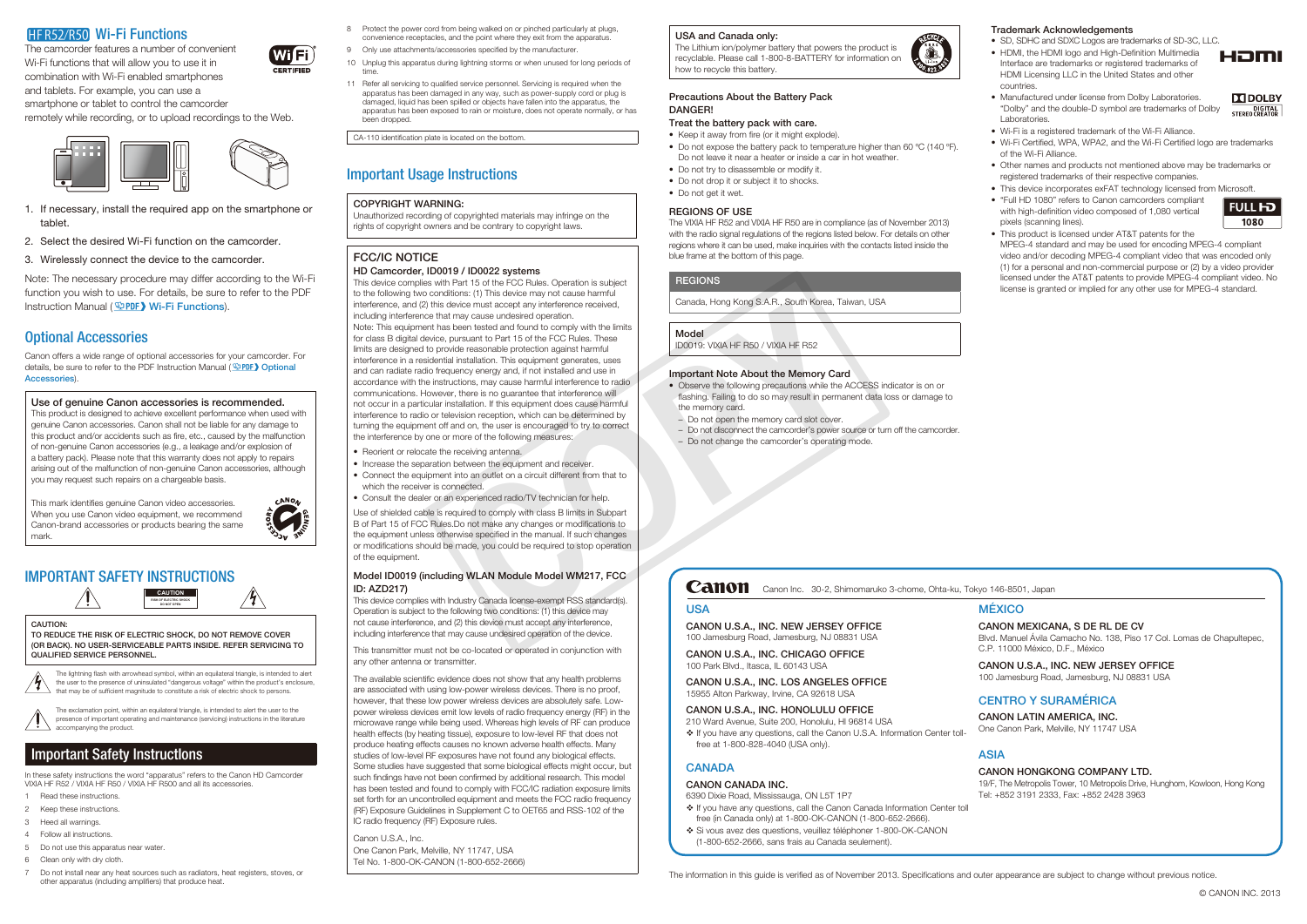## HF R52/R50 Wi-Fi Functions

The camcorder features a number of convenient Wi-Fi functions that will allow you to use it in combination with Wi-Fi enabled smartphones and tablets. For example, you can use a smartphone or tablet to control the camcorder remotely while recording, or to upload recordings to the Web.

1. If necessary, install the required app on the smartphone or tablet.
2. Select the desired Wi-Fi function on the camcorder.
3. Wirelessly connect the device to the camcorder.

Note: The necessary procedure may differ according to the Wi-Fi function you wish to use. For details, be sure to refer to the PDF Instruction Manual (PDF ❯ Wi-Fi Functions).

## Optional Accessories

Canon offers a wide range of optional accessories for your camcorder. For details, be sure to refer to the PDF Instruction Manual (PDF ❯ Optional Accessories).

**Use of genuine Canon accessories is recommended.**

This product is designed to achieve excellent performance when used with genuine Canon accessories. Canon shall not be liable for any damage to this product and/or accidents such as fire, etc., caused by the malfunction of non-genuine Canon accessories (e.g., a leakage and/or explosion of a battery pack). Please note that this warranty does not apply to repairs arising out of the malfunction of non-genuine Canon accessories, although you may request such repairs on a chargeable basis.

This mark identifies genuine Canon video accessories. When you use Canon video equipment, we recommend Canon-brand accessories or products bearing the same mark.

## IMPORTANT SAFETY INSTRUCTIONS

CAUTION
RISK OF ELECTRIC SHOCK
DO NOT OPEN

**CAUTION:**

**TO REDUCE THE RISK OF ELECTRIC SHOCK, DO NOT REMOVE COVER (OR BACK). NO USER-SERVICEABLE PARTS INSIDE. REFER SERVICING TO QUALIFIED SERVICE PERSONNEL.**

The lightning flash with arrowhead symbol, within an equilateral triangle, is intended to alert the user to the presence of uninsulated "dangerous voltage" within the product's enclosure, that may be of sufficient magnitude to constitute a risk of electric shock to persons.

The exclamation point, within an equilateral triangle, is intended to alert the user to the presence of important operating and maintenance (servicing) instructions in the literature accompanying the product.

## Important Safety Instructions

In these safety instructions the word "apparatus" refers to the Canon HD Camcorder VIXIA HF R52 / VIXIA HF R50 / VIXIA HF R500 and all its accessories.

1. Read these instructions.
2. Keep these instructions.
3. Heed all warnings.
4. Follow all instructions.
5. Do not use this apparatus near water.
6. Clean only with dry cloth.
7. Do not install near any heat sources such as radiators, heat registers, stoves, or other apparatus (including amplifiers) that produce heat.
8. Protect the power cord from being walked on or pinched particularly at plugs, convenience receptacles, and the point where they exit from the apparatus.
9. Only use attachments/accessories specified by the manufacturer.
10. Unplug this apparatus during lightning storms or when unused for long periods of time.
11. Refer all servicing to qualified service personnel. Servicing is required when the apparatus has been damaged in any way, such as power-supply cord or plug is damaged, liquid has been spilled or objects have fallen into the apparatus, the apparatus has been exposed to rain or moisture, does not operate normally, or has been dropped.

CA-110 identification plate is located on the bottom.

## Important Usage Instructions

**COPYRIGHT WARNING:**

Unauthorized recording of copyrighted materials may infringe on the rights of copyright owners and be contrary to copyright laws.

### FCC/IC NOTICE

**HD Camcorder, ID0019 / ID0022 systems**

This device complies with Part 15 of the FCC Rules. Operation is subject to the following two conditions: (1) This device may not cause harmful interference, and (2) this device must accept any interference received, including interference that may cause undesired operation.

Note: This equipment has been tested and found to comply with the limits for class B digital device, pursuant to Part 15 of the FCC Rules. These limits are designed to provide reasonable protection against harmful interference in a residential installation. This equipment generates, uses and can radiate radio frequency energy and, if not installed and use in accordance with the instructions, may cause harmful interference to radio communications. However, there is no guarantee that interference will not occur in a particular installation. If this equipment does cause harmful interference to radio or television reception, which can be determined by turning the equipment off and on, the user is encouraged to try to correct the interference by one or more of the following measures:

- Reorient or relocate the receiving antenna.
- Increase the separation between the equipment and receiver.
- Connect the equipment into an outlet on a circuit different from that to which the receiver is connected.
- Consult the dealer or an experienced radio/TV technician for help.

Use of shielded cable is required to comply with class B limits in Subpart B of Part 15 of FCC Rules.Do not make any changes or modifications to the equipment unless otherwise specified in the manual. If such changes or modifications should be made, you could be required to stop operation of the equipment.

**Model ID0019 (including WLAN Module Model WM217, FCC ID: AZD217)**

This device complies with Industry Canada license-exempt RSS standard(s). Operation is subject to the following two conditions: (1) this device may not cause interference, and (2) this device must accept any interference, including interference that may cause undesired operation of the device.

This transmitter must not be co-located or operated in conjunction with any other antenna or transmitter.

The available scientific evidence does not show that any health problems are associated with using low-power wireless devices. There is no proof, however, that these low power wireless devices are absolutely safe. Low-power wireless devices emit low levels of radio frequency energy (RF) in the microwave range while being used. Whereas high levels of RF can produce health effects (by heating tissue), exposure to low-level RF that does not produce heating effects causes no known adverse health effects. Many studies of low-level RF exposures have not found any biological effects. Some studies have suggested that some biological effects might occur, but such findings have not been confirmed by additional research. This model has been tested and found to comply with FCC/IC radiation exposure limits set forth for an uncontrolled equipment and meets the FCC radio frequency (RF) Exposure Guidelines in Supplement C to OET65 and RSS-102 of the IC radio frequency (RF) Exposure rules.

Canon U.S.A., Inc.
One Canon Park, Melville, NY 11747, USA
Tel No. 1-800-OK-CANON (1-800-652-2666)

**USA and Canada only:**

The Lithium ion/polymer battery that powers the product is recyclable. Please call 1-800-8-BATTERY for information on how to recycle this battery.

**Precautions About the Battery Pack**

**DANGER!**

**Treat the battery pack with care.**

- Keep it away from fire (or it might explode).
- Do not expose the battery pack to temperature higher than 60 °C (140 °F). Do not leave it near a heater or inside a car in hot weather.
- Do not try to disassemble or modify it.
- Do not drop it or subject it to shocks.
- Do not get it wet.

**REGIONS OF USE**

The VIXIA HF R52 and VIXIA HF R50 are in compliance (as of November 2013) with the radio signal regulations of the regions listed below. For details on other regions where it can be used, make inquiries with the contacts listed inside the blue frame at the bottom of this page.

| REGIONS |
|---|
| Canada, Hong Kong S.A.R., South Korea, Taiwan, USA |

| Model |
|---|
| ID0019: VIXIA HF R50 / VIXIA HF R52 |

**Important Note About the Memory Card**

- Observe the following precautions while the ACCESS indicator is on or flashing. Failing to do so may result in permanent data loss or damage to the memory card.
  – Do not open the memory card slot cover.
  – Do not disconnect the camcorder's power source or turn off the camcorder.
  – Do not change the camcorder's operating mode.

**Trademark Acknowledgements**

- SD, SDHC and SDXC Logos are trademarks of SD-3C, LLC.
- HDMI, the HDMI logo and High-Definition Multimedia Interface are trademarks or registered trademarks of HDMI Licensing LLC in the United States and other countries.
- Manufactured under license from Dolby Laboratories. "Dolby" and the double-D symbol are trademarks of Dolby Laboratories.
- Wi-Fi is a registered trademark of the Wi-Fi Alliance.
- Wi-Fi Certified, WPA, WPA2, and the Wi-Fi Certified logo are trademarks of the Wi-Fi Alliance.
- Other names and products not mentioned above may be trademarks or registered trademarks of their respective companies.
- This device incorporates exFAT technology licensed from Microsoft.
- "Full HD 1080" refers to Canon camcorders compliant with high-definition video composed of 1,080 vertical pixels (scanning lines).
- This product is licensed under AT&T patents for the MPEG-4 standard and may be used for encoding MPEG-4 compliant video and/or decoding MPEG-4 compliant video that was encoded only (1) for a personal and non-commercial purpose or (2) by a video provider licensed under the AT&T patents to provide MPEG-4 compliant video. No license is granted or implied for any other use for MPEG-4 standard.

**Canon** Canon Inc. 30-2, Shimomaruko 3-chome, Ohta-ku, Tokyo 146-8501, Japan

### USA

**CANON U.S.A., INC. NEW JERSEY OFFICE**
100 Jamesburg Road, Jamesburg, NJ 08831 USA

**CANON U.S.A., INC. CHICAGO OFFICE**
100 Park Blvd., Itasca, IL 60143 USA

**CANON U.S.A., INC. LOS ANGELES OFFICE**
15955 Alton Parkway, Irvine, CA 92618 USA

**CANON U.S.A., INC. HONOLULU OFFICE**
210 Ward Avenue, Suite 200, Honolulu, HI 96814 USA

❖ If you have any questions, call the Canon U.S.A. Information Center toll-free at 1-800-828-4040 (USA only).

### CANADA

**CANON CANADA INC.**
6390 Dixie Road, Mississauga, ON L5T 1P7

❖ If you have any questions, call the Canon Canada Information Center toll free (in Canada only) at 1-800-OK-CANON (1-800-652-2666).
❖ Si vous avez des questions, veuillez téléphoner 1-800-OK-CANON (1-800-652-2666, sans frais au Canada seulement).

### MÉXICO

**CANON MEXICANA, S DE RL DE CV**
Blvd. Manuel Ávila Camacho No. 138, Piso 17 Col. Lomas de Chapultepec, C.P. 11000 México, D.F., México

**CANON U.S.A., INC. NEW JERSEY OFFICE**
100 Jamesburg Road, Jamesburg, NJ 08831 USA

### CENTRO Y SURAMÉRICA

**CANON LATIN AMERICA, INC.**
One Canon Park, Melville, NY 11747 USA

### ASIA

**CANON HONGKONG COMPANY LTD.**
19/F, The Metropolis Tower, 10 Metropolis Drive, Hunghom, Kowloon, Hong Kong
Tel: +852 3191 2333, Fax: +852 2428 3963

The information in this guide is verified as of November 2013. Specifications and outer appearance are subject to change without previous notice.

© CANON INC. 2013